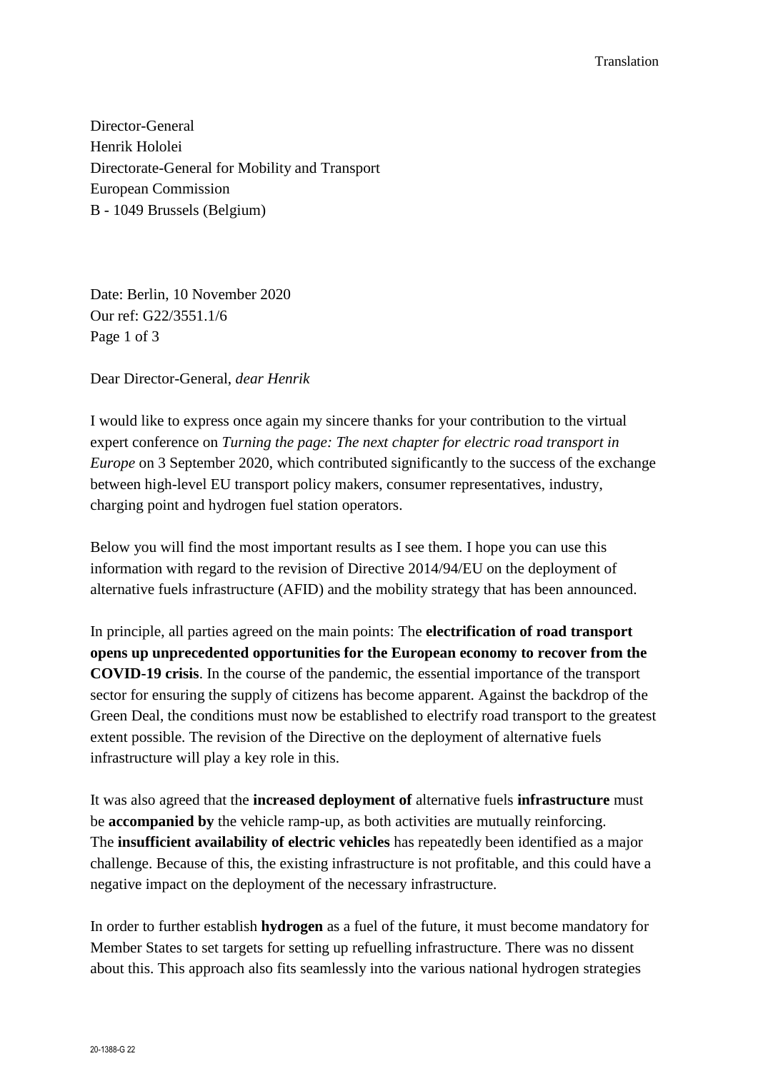Translation

Director-General
Henrik Hololei
Directorate-General for Mobility and Transport
European Commission
B - 1049 Brussels (Belgium)

Date: Berlin, 10 November 2020
Our ref: G22/3551.1/6
Page 1 of 3

Dear Director-General, *dear Henrik*

I would like to express once again my sincere thanks for your contribution to the virtual expert conference on *Turning the page: The next chapter for electric road transport in Europe* on 3 September 2020, which contributed significantly to the success of the exchange between high-level EU transport policy makers, consumer representatives, industry, charging point and hydrogen fuel station operators.

Below you will find the most important results as I see them. I hope you can use this information with regard to the revision of Directive 2014/94/EU on the deployment of alternative fuels infrastructure (AFID) and the mobility strategy that has been announced.

In principle, all parties agreed on the main points: The **electrification of road transport opens up unprecedented opportunities for the European economy to recover from the COVID-19 crisis**. In the course of the pandemic, the essential importance of the transport sector for ensuring the supply of citizens has become apparent. Against the backdrop of the Green Deal, the conditions must now be established to electrify road transport to the greatest extent possible. The revision of the Directive on the deployment of alternative fuels infrastructure will play a key role in this.

It was also agreed that the **increased deployment of** alternative fuels **infrastructure** must be **accompanied by** the vehicle ramp-up, as both activities are mutually reinforcing. The **insufficient availability of electric vehicles** has repeatedly been identified as a major challenge. Because of this, the existing infrastructure is not profitable, and this could have a negative impact on the deployment of the necessary infrastructure.

In order to further establish **hydrogen** as a fuel of the future, it must become mandatory for Member States to set targets for setting up refuelling infrastructure. There was no dissent about this. This approach also fits seamlessly into the various national hydrogen strategies

20-1388-G 22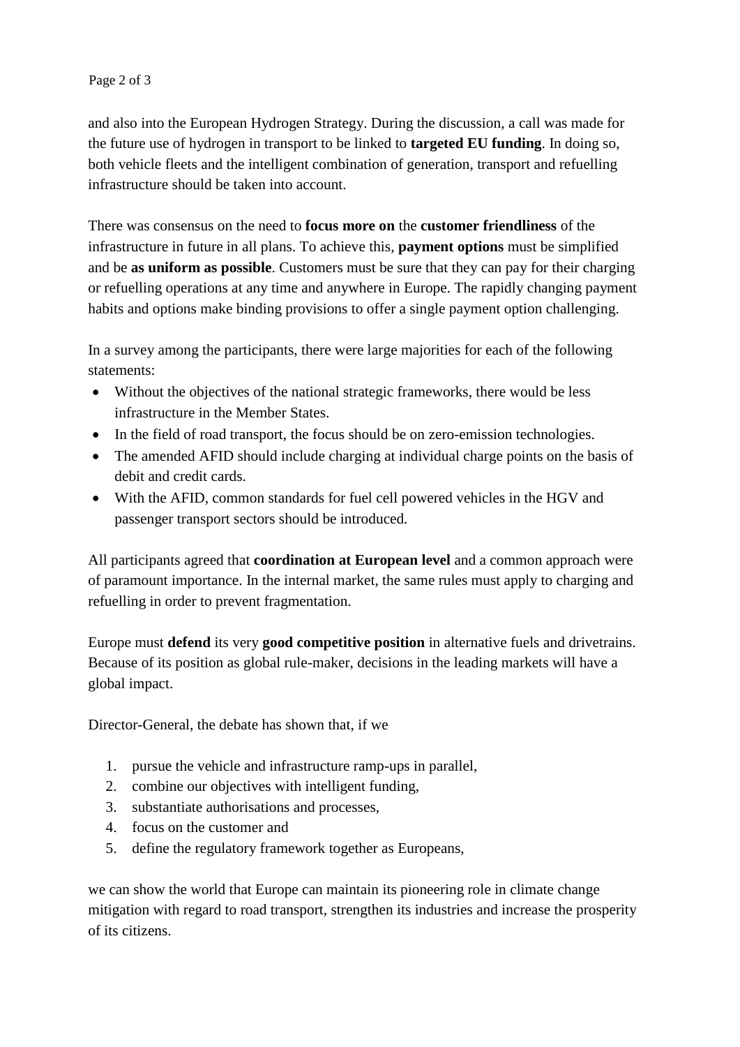and also into the European Hydrogen Strategy. During the discussion, a call was made for the future use of hydrogen in transport to be linked to **targeted EU funding**. In doing so, both vehicle fleets and the intelligent combination of generation, transport and refuelling infrastructure should be taken into account.

There was consensus on the need to **focus more on** the **customer friendliness** of the infrastructure in future in all plans. To achieve this, **payment options** must be simplified and be **as uniform as possible**. Customers must be sure that they can pay for their charging or refuelling operations at any time and anywhere in Europe. The rapidly changing payment habits and options make binding provisions to offer a single payment option challenging.

In a survey among the participants, there were large majorities for each of the following statements:

- Without the objectives of the national strategic frameworks, there would be less infrastructure in the Member States.
- In the field of road transport, the focus should be on zero-emission technologies.
- The amended AFID should include charging at individual charge points on the basis of debit and credit cards.
- With the AFID, common standards for fuel cell powered vehicles in the HGV and passenger transport sectors should be introduced.

All participants agreed that **coordination at European level** and a common approach were of paramount importance. In the internal market, the same rules must apply to charging and refuelling in order to prevent fragmentation.

Europe must **defend** its very **good competitive position** in alternative fuels and drivetrains. Because of its position as global rule-maker, decisions in the leading markets will have a global impact.

Director-General, the debate has shown that, if we

1. pursue the vehicle and infrastructure ramp-ups in parallel,
2. combine our objectives with intelligent funding,
3. substantiate authorisations and processes,
4. focus on the customer and
5. define the regulatory framework together as Europeans,

we can show the world that Europe can maintain its pioneering role in climate change mitigation with regard to road transport, strengthen its industries and increase the prosperity of its citizens.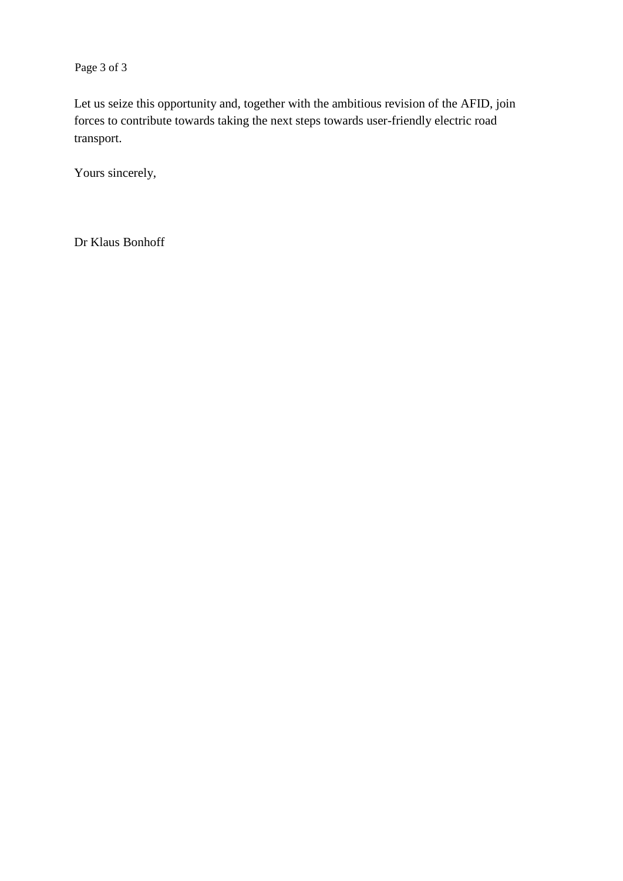Let us seize this opportunity and, together with the ambitious revision of the AFID, join forces to contribute towards taking the next steps towards user-friendly electric road transport.

Yours sincerely,

Dr Klaus Bonhoff